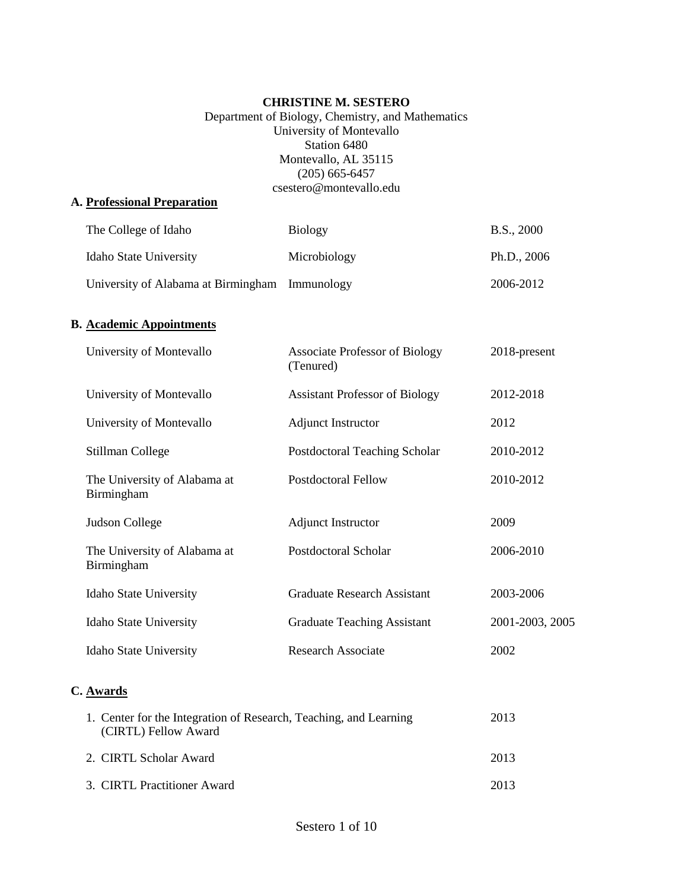**CHRISTINE M. SESTERO**
Department of Biology, Chemistry, and Mathematics
University of Montevallo
Station 6480
Montevallo, AL 35115
(205) 665-6457
csestero@montevallo.edu

## A. Professional Preparation

| | | |
|---|---|---|
| The College of Idaho | Biology | B.S., 2000 |
| Idaho State University | Microbiology | Ph.D., 2006 |
| University of Alabama at Birmingham | Immunology | 2006-2012 |

## B. Academic Appointments

| | | |
|---|---|---|
| University of Montevallo | Associate Professor of Biology (Tenured) | 2018-present |
| University of Montevallo | Assistant Professor of Biology | 2012-2018 |
| University of Montevallo | Adjunct Instructor | 2012 |
| Stillman College | Postdoctoral Teaching Scholar | 2010-2012 |
| The University of Alabama at Birmingham | Postdoctoral Fellow | 2010-2012 |
| Judson College | Adjunct Instructor | 2009 |
| The University of Alabama at Birmingham | Postdoctoral Scholar | 2006-2010 |
| Idaho State University | Graduate Research Assistant | 2003-2006 |
| Idaho State University | Graduate Teaching Assistant | 2001-2003, 2005 |
| Idaho State University | Research Associate | 2002 |

## C. Awards

| | |
|---|---|
| 1. Center for the Integration of Research, Teaching, and Learning (CIRTL) Fellow Award | 2013 |
| 2. CIRTL Scholar Award | 2013 |
| 3. CIRTL Practitioner Award | 2013 |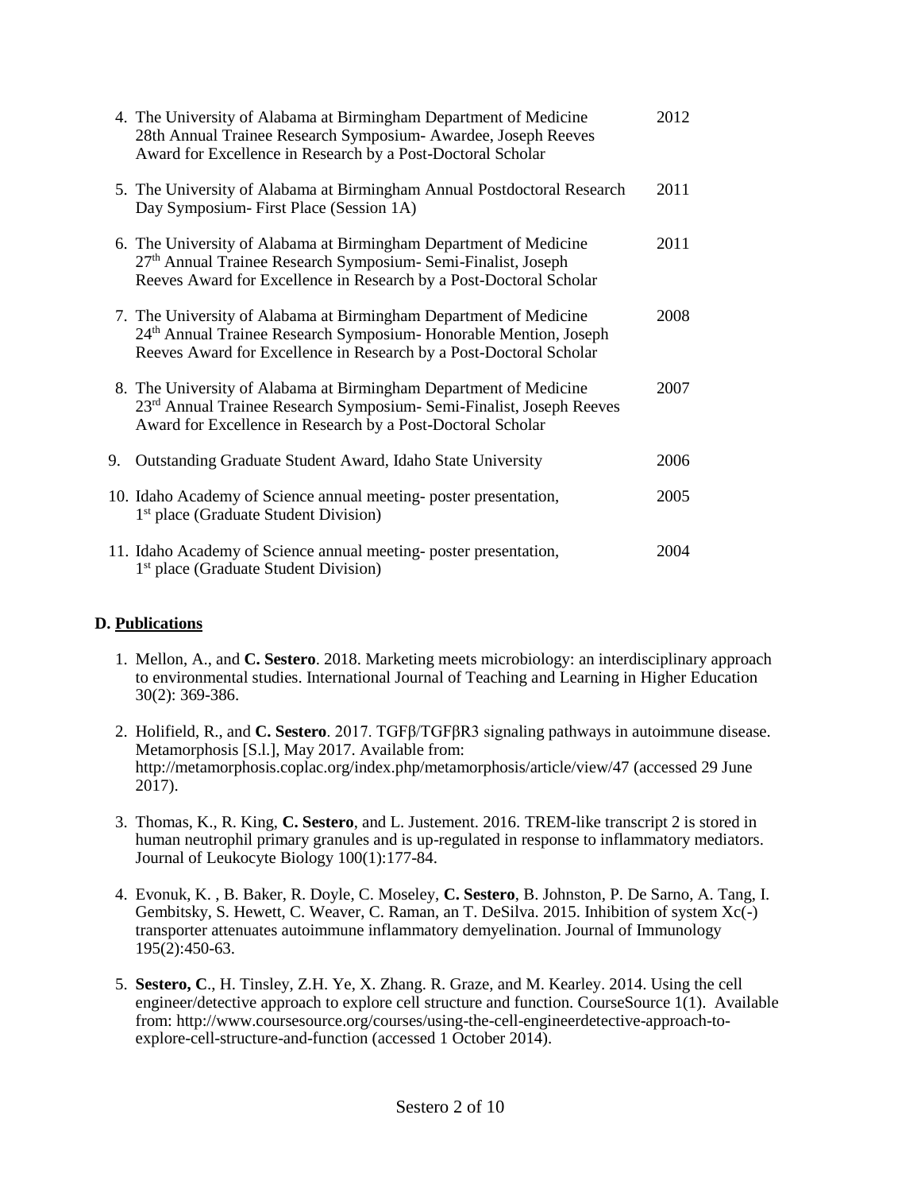4. The University of Alabama at Birmingham Department of Medicine 28th Annual Trainee Research Symposium- Awardee, Joseph Reeves Award for Excellence in Research by a Post-Doctoral Scholar — 2012

5. The University of Alabama at Birmingham Annual Postdoctoral Research Day Symposium- First Place (Session 1A) — 2011

6. The University of Alabama at Birmingham Department of Medicine 27th Annual Trainee Research Symposium- Semi-Finalist, Joseph Reeves Award for Excellence in Research by a Post-Doctoral Scholar — 2011

7. The University of Alabama at Birmingham Department of Medicine 24th Annual Trainee Research Symposium- Honorable Mention, Joseph Reeves Award for Excellence in Research by a Post-Doctoral Scholar — 2008

8. The University of Alabama at Birmingham Department of Medicine 23rd Annual Trainee Research Symposium- Semi-Finalist, Joseph Reeves Award for Excellence in Research by a Post-Doctoral Scholar — 2007

9. Outstanding Graduate Student Award, Idaho State University — 2006

10. Idaho Academy of Science annual meeting- poster presentation, 1st place (Graduate Student Division) — 2005

11. Idaho Academy of Science annual meeting- poster presentation, 1st place (Graduate Student Division) — 2004

## D. Publications

1. Mellon, A., and **C. Sestero**. 2018. Marketing meets microbiology: an interdisciplinary approach to environmental studies. International Journal of Teaching and Learning in Higher Education 30(2): 369-386.

2. Holifield, R., and **C. Sestero**. 2017. TGFβ/TGFβR3 signaling pathways in autoimmune disease. Metamorphosis [S.l.], May 2017. Available from: http://metamorphosis.coplac.org/index.php/metamorphosis/article/view/47 (accessed 29 June 2017).

3. Thomas, K., R. King, **C. Sestero**, and L. Justement. 2016. TREM-like transcript 2 is stored in human neutrophil primary granules and is up-regulated in response to inflammatory mediators. Journal of Leukocyte Biology 100(1):177-84.

4. Evonuk, K. , B. Baker, R. Doyle, C. Moseley, **C. Sestero**, B. Johnston, P. De Sarno, A. Tang, I. Gembitsky, S. Hewett, C. Weaver, C. Raman, an T. DeSilva. 2015. Inhibition of system Xc(-) transporter attenuates autoimmune inflammatory demyelination. Journal of Immunology 195(2):450-63.

5. **Sestero, C**., H. Tinsley, Z.H. Ye, X. Zhang. R. Graze, and M. Kearley. 2014. Using the cell engineer/detective approach to explore cell structure and function. CourseSource 1(1). Available from: http://www.coursesource.org/courses/using-the-cell-engineerdetective-approach-to-explore-cell-structure-and-function (accessed 1 October 2014).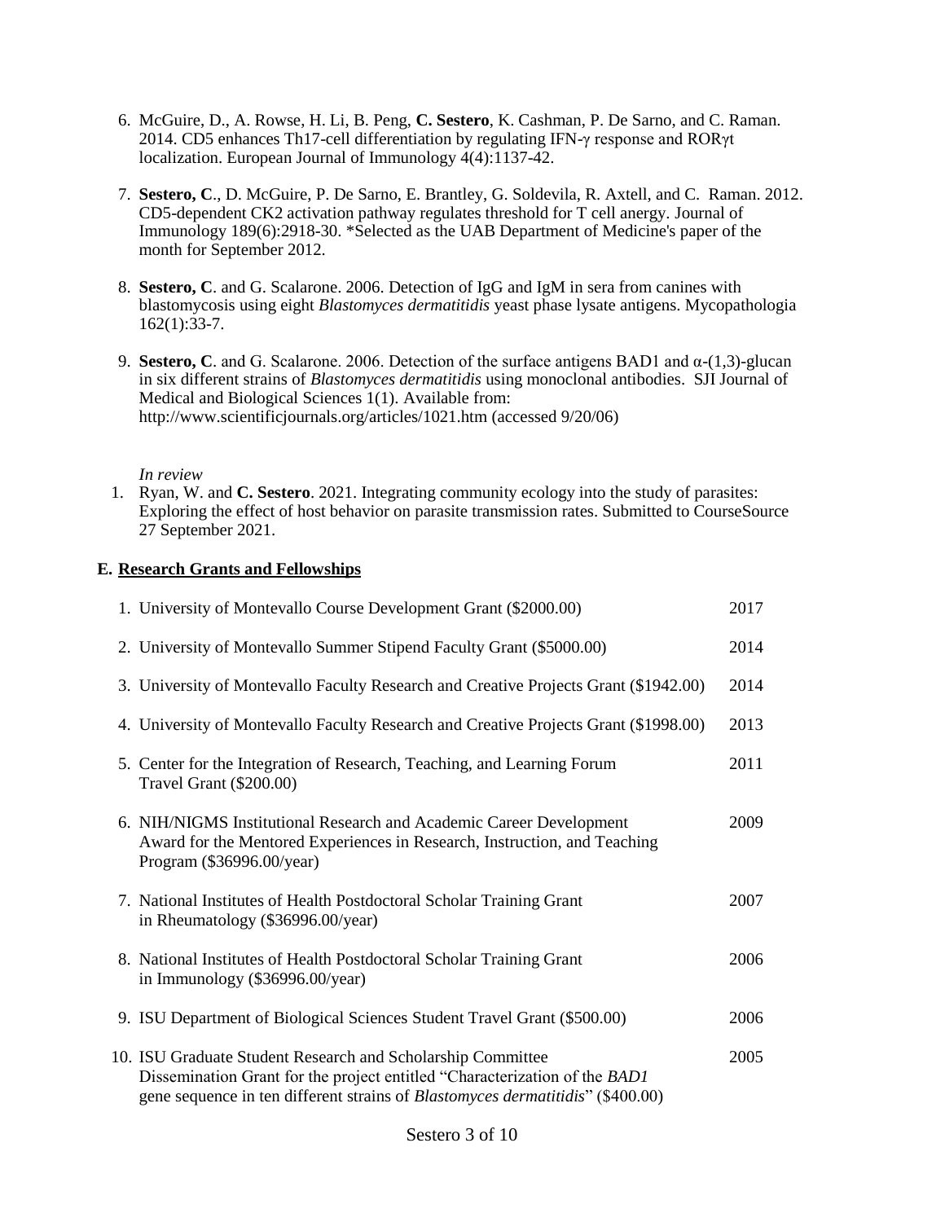6. McGuire, D., A. Rowse, H. Li, B. Peng, **C. Sestero**, K. Cashman, P. De Sarno, and C. Raman. 2014. CD5 enhances Th17-cell differentiation by regulating IFN-γ response and RORγt localization. European Journal of Immunology 4(4):1137-42.

7. **Sestero, C**., D. McGuire, P. De Sarno, E. Brantley, G. Soldevila, R. Axtell, and C. Raman. 2012. CD5-dependent CK2 activation pathway regulates threshold for T cell anergy. Journal of Immunology 189(6):2918-30. *Selected as the UAB Department of Medicine's paper of the month for September 2012.

8. **Sestero, C**. and G. Scalarone. 2006. Detection of IgG and IgM in sera from canines with blastomycosis using eight *Blastomyces dermatitidis* yeast phase lysate antigens. Mycopathologia 162(1):33-7.

9. **Sestero, C**. and G. Scalarone. 2006. Detection of the surface antigens BAD1 and α-(1,3)-glucan in six different strains of *Blastomyces dermatitidis* using monoclonal antibodies. SJI Journal of Medical and Biological Sciences 1(1). Available from: http://www.scientificjournals.org/articles/1021.htm (accessed 9/20/06)

*In review*

1. Ryan, W. and **C. Sestero**. 2021. Integrating community ecology into the study of parasites: Exploring the effect of host behavior on parasite transmission rates. Submitted to CourseSource 27 September 2021.

### E. Research Grants and Fellowships

1. University of Montevallo Course Development Grant ($2000.00) — 2017
2. University of Montevallo Summer Stipend Faculty Grant ($5000.00) — 2014
3. University of Montevallo Faculty Research and Creative Projects Grant ($1942.00) — 2014
4. University of Montevallo Faculty Research and Creative Projects Grant ($1998.00) — 2013
5. Center for the Integration of Research, Teaching, and Learning Forum Travel Grant ($200.00) — 2011
6. NIH/NIGMS Institutional Research and Academic Career Development Award for the Mentored Experiences in Research, Instruction, and Teaching Program ($36996.00/year) — 2009
7. National Institutes of Health Postdoctoral Scholar Training Grant in Rheumatology ($36996.00/year) — 2007
8. National Institutes of Health Postdoctoral Scholar Training Grant in Immunology ($36996.00/year) — 2006
9. ISU Department of Biological Sciences Student Travel Grant ($500.00) — 2006
10. ISU Graduate Student Research and Scholarship Committee Dissemination Grant for the project entitled "Characterization of the *BAD1* gene sequence in ten different strains of *Blastomyces dermatitidis*" ($400.00) — 2005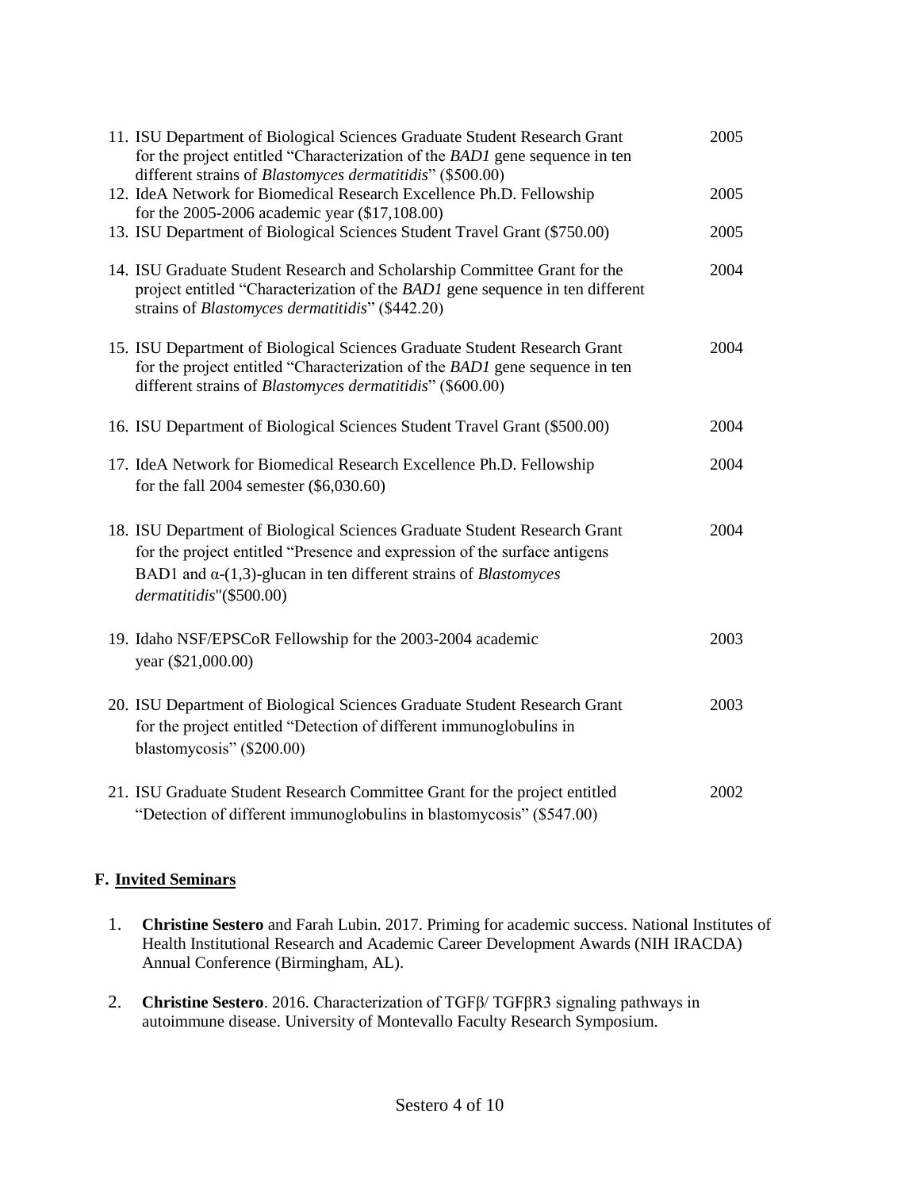11. ISU Department of Biological Sciences Graduate Student Research Grant for the project entitled "Characterization of the *BAD1* gene sequence in ten different strains of *Blastomyces dermatitidis*" ($500.00) — 2005
12. IdeA Network for Biomedical Research Excellence Ph.D. Fellowship for the 2005-2006 academic year ($17,108.00) — 2005
13. ISU Department of Biological Sciences Student Travel Grant ($750.00) — 2005
14. ISU Graduate Student Research and Scholarship Committee Grant for the project entitled "Characterization of the *BAD1* gene sequence in ten different strains of *Blastomyces dermatitidis*" ($442.20) — 2004
15. ISU Department of Biological Sciences Graduate Student Research Grant for the project entitled "Characterization of the *BAD1* gene sequence in ten different strains of *Blastomyces dermatitidis*" ($600.00) — 2004
16. ISU Department of Biological Sciences Student Travel Grant ($500.00) — 2004
17. IdeA Network for Biomedical Research Excellence Ph.D. Fellowship for the fall 2004 semester ($6,030.60) — 2004
18. ISU Department of Biological Sciences Graduate Student Research Grant for the project entitled "Presence and expression of the surface antigens BAD1 and α-(1,3)-glucan in ten different strains of *Blastomyces dermatitidis*"($500.00) — 2004
19. Idaho NSF/EPSCoR Fellowship for the 2003-2004 academic year ($21,000.00) — 2003
20. ISU Department of Biological Sciences Graduate Student Research Grant for the project entitled "Detection of different immunoglobulins in blastomycosis" ($200.00) — 2003
21. ISU Graduate Student Research Committee Grant for the project entitled "Detection of different immunoglobulins in blastomycosis" ($547.00) — 2002

### F. Invited Seminars

1. **Christine Sestero** and Farah Lubin. 2017. Priming for academic success. National Institutes of Health Institutional Research and Academic Career Development Awards (NIH IRACDA) Annual Conference (Birmingham, AL).
2. **Christine Sestero**. 2016. Characterization of TGFβ/ TGFβR3 signaling pathways in autoimmune disease. University of Montevallo Faculty Research Symposium.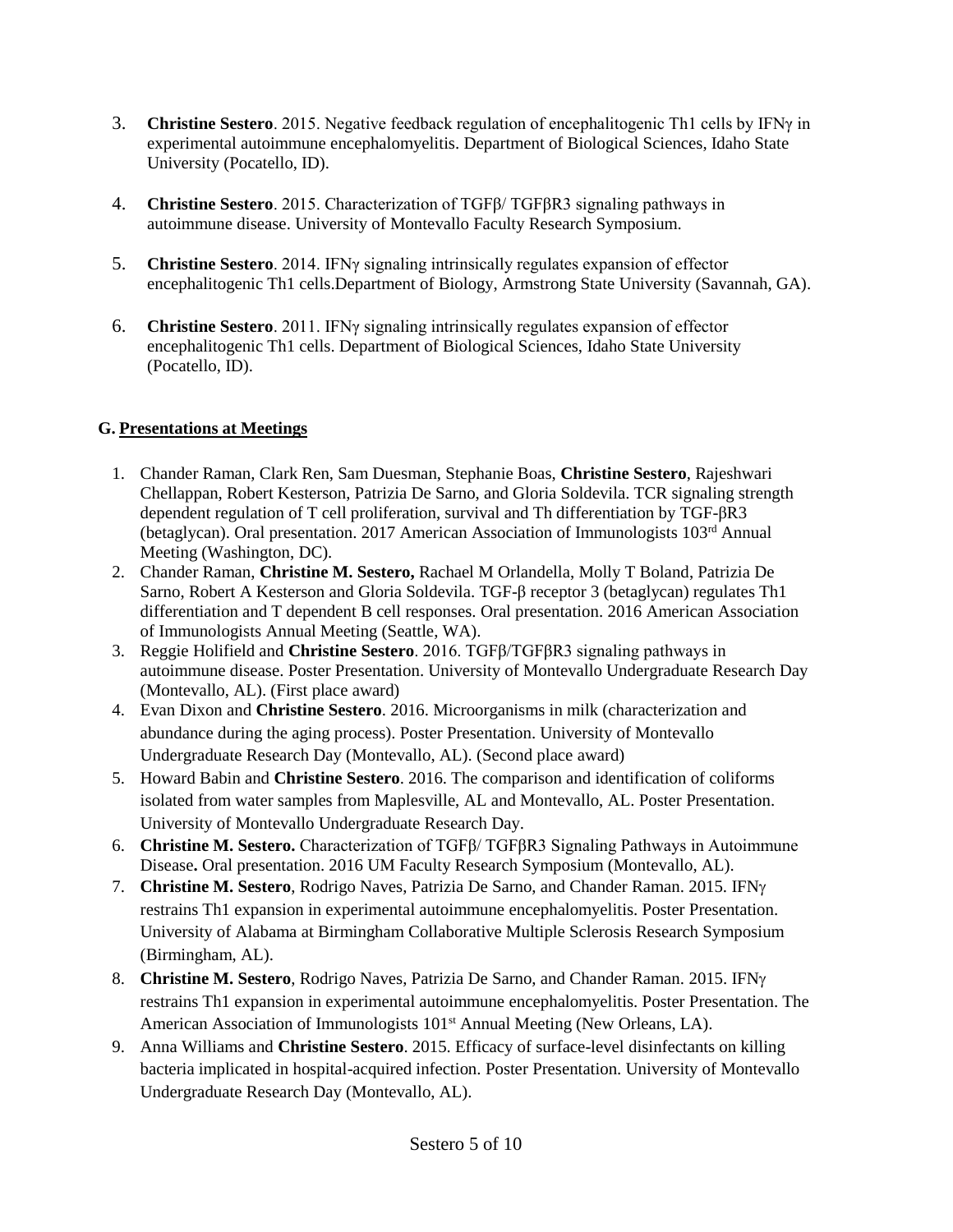3. **Christine Sestero**. 2015. Negative feedback regulation of encephalitogenic Th1 cells by IFNγ in experimental autoimmune encephalomyelitis. Department of Biological Sciences, Idaho State University (Pocatello, ID).

4. **Christine Sestero**. 2015. Characterization of TGFβ/ TGFβR3 signaling pathways in autoimmune disease. University of Montevallo Faculty Research Symposium.

5. **Christine Sestero**. 2014. IFNγ signaling intrinsically regulates expansion of effector encephalitogenic Th1 cells.Department of Biology, Armstrong State University (Savannah, GA).

6. **Christine Sestero**. 2011. IFNγ signaling intrinsically regulates expansion of effector encephalitogenic Th1 cells. Department of Biological Sciences, Idaho State University (Pocatello, ID).

## G. Presentations at Meetings

1. Chander Raman, Clark Ren, Sam Duesman, Stephanie Boas, **Christine Sestero**, Rajeshwari Chellappan, Robert Kesterson, Patrizia De Sarno, and Gloria Soldevila. TCR signaling strength dependent regulation of T cell proliferation, survival and Th differentiation by TGF-βR3 (betaglycan). Oral presentation. 2017 American Association of Immunologists 103rd Annual Meeting (Washington, DC).
2. Chander Raman, **Christine M. Sestero,** Rachael M Orlandella, Molly T Boland, Patrizia De Sarno, Robert A Kesterson and Gloria Soldevila. TGF-β receptor 3 (betaglycan) regulates Th1 differentiation and T dependent B cell responses. Oral presentation. 2016 American Association of Immunologists Annual Meeting (Seattle, WA).
3. Reggie Holifield and **Christine Sestero**. 2016. TGFβ/TGFβR3 signaling pathways in autoimmune disease. Poster Presentation. University of Montevallo Undergraduate Research Day (Montevallo, AL). (First place award)
4. Evan Dixon and **Christine Sestero**. 2016. Microorganisms in milk (characterization and abundance during the aging process). Poster Presentation. University of Montevallo Undergraduate Research Day (Montevallo, AL). (Second place award)
5. Howard Babin and **Christine Sestero**. 2016. The comparison and identification of coliforms isolated from water samples from Maplesville, AL and Montevallo, AL. Poster Presentation. University of Montevallo Undergraduate Research Day.
6. **Christine M. Sestero.** Characterization of TGFβ/ TGFβR3 Signaling Pathways in Autoimmune Disease**.** Oral presentation. 2016 UM Faculty Research Symposium (Montevallo, AL).
7. **Christine M. Sestero**, Rodrigo Naves, Patrizia De Sarno, and Chander Raman. 2015. IFNγ restrains Th1 expansion in experimental autoimmune encephalomyelitis. Poster Presentation. University of Alabama at Birmingham Collaborative Multiple Sclerosis Research Symposium (Birmingham, AL).
8. **Christine M. Sestero**, Rodrigo Naves, Patrizia De Sarno, and Chander Raman. 2015. IFNγ restrains Th1 expansion in experimental autoimmune encephalomyelitis. Poster Presentation. The American Association of Immunologists 101st Annual Meeting (New Orleans, LA).
9. Anna Williams and **Christine Sestero**. 2015. Efficacy of surface-level disinfectants on killing bacteria implicated in hospital-acquired infection. Poster Presentation. University of Montevallo Undergraduate Research Day (Montevallo, AL).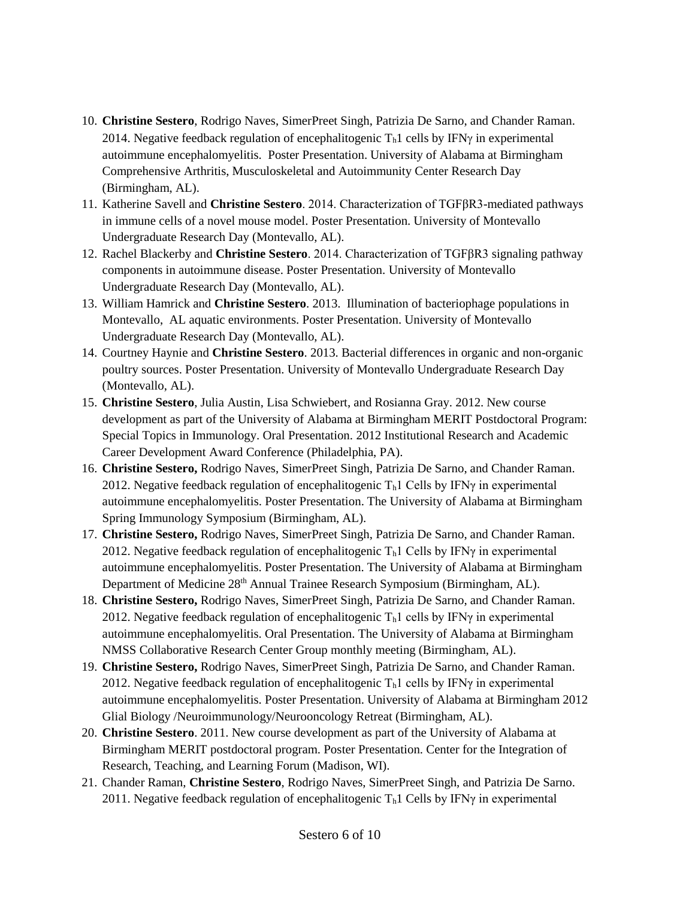10. **Christine Sestero**, Rodrigo Naves, SimerPreet Singh, Patrizia De Sarno, and Chander Raman. 2014. Negative feedback regulation of encephalitogenic $T_h1$ cells by IFNγ in experimental autoimmune encephalomyelitis. Poster Presentation. University of Alabama at Birmingham Comprehensive Arthritis, Musculoskeletal and Autoimmunity Center Research Day (Birmingham, AL).
11. Katherine Savell and **Christine Sestero**. 2014. Characterization of TGFβR3-mediated pathways in immune cells of a novel mouse model. Poster Presentation. University of Montevallo Undergraduate Research Day (Montevallo, AL).
12. Rachel Blackerby and **Christine Sestero**. 2014. Characterization of TGFβR3 signaling pathway components in autoimmune disease. Poster Presentation. University of Montevallo Undergraduate Research Day (Montevallo, AL).
13. William Hamrick and **Christine Sestero**. 2013. Illumination of bacteriophage populations in Montevallo, AL aquatic environments. Poster Presentation. University of Montevallo Undergraduate Research Day (Montevallo, AL).
14. Courtney Haynie and **Christine Sestero**. 2013. Bacterial differences in organic and non-organic poultry sources. Poster Presentation. University of Montevallo Undergraduate Research Day (Montevallo, AL).
15. **Christine Sestero**, Julia Austin, Lisa Schwiebert, and Rosianna Gray. 2012. New course development as part of the University of Alabama at Birmingham MERIT Postdoctoral Program: Special Topics in Immunology. Oral Presentation. 2012 Institutional Research and Academic Career Development Award Conference (Philadelphia, PA).
16. **Christine Sestero,** Rodrigo Naves, SimerPreet Singh, Patrizia De Sarno, and Chander Raman. 2012. Negative feedback regulation of encephalitogenic $T_h1$ Cells by IFNγ in experimental autoimmune encephalomyelitis. Poster Presentation. The University of Alabama at Birmingham Spring Immunology Symposium (Birmingham, AL).
17. **Christine Sestero,** Rodrigo Naves, SimerPreet Singh, Patrizia De Sarno, and Chander Raman. 2012. Negative feedback regulation of encephalitogenic $T_h1$ Cells by IFNγ in experimental autoimmune encephalomyelitis. Poster Presentation. The University of Alabama at Birmingham Department of Medicine 28th Annual Trainee Research Symposium (Birmingham, AL).
18. **Christine Sestero,** Rodrigo Naves, SimerPreet Singh, Patrizia De Sarno, and Chander Raman. 2012. Negative feedback regulation of encephalitogenic $T_h1$ cells by IFNγ in experimental autoimmune encephalomyelitis. Oral Presentation. The University of Alabama at Birmingham NMSS Collaborative Research Center Group monthly meeting (Birmingham, AL).
19. **Christine Sestero,** Rodrigo Naves, SimerPreet Singh, Patrizia De Sarno, and Chander Raman. 2012. Negative feedback regulation of encephalitogenic $T_h1$ cells by IFNγ in experimental autoimmune encephalomyelitis. Poster Presentation. University of Alabama at Birmingham 2012 Glial Biology /Neuroimmunology/Neurooncology Retreat (Birmingham, AL).
20. **Christine Sestero**. 2011. New course development as part of the University of Alabama at Birmingham MERIT postdoctoral program. Poster Presentation. Center for the Integration of Research, Teaching, and Learning Forum (Madison, WI).
21. Chander Raman, **Christine Sestero**, Rodrigo Naves, SimerPreet Singh, and Patrizia De Sarno. 2011. Negative feedback regulation of encephalitogenic $T_h1$ Cells by IFNγ in experimental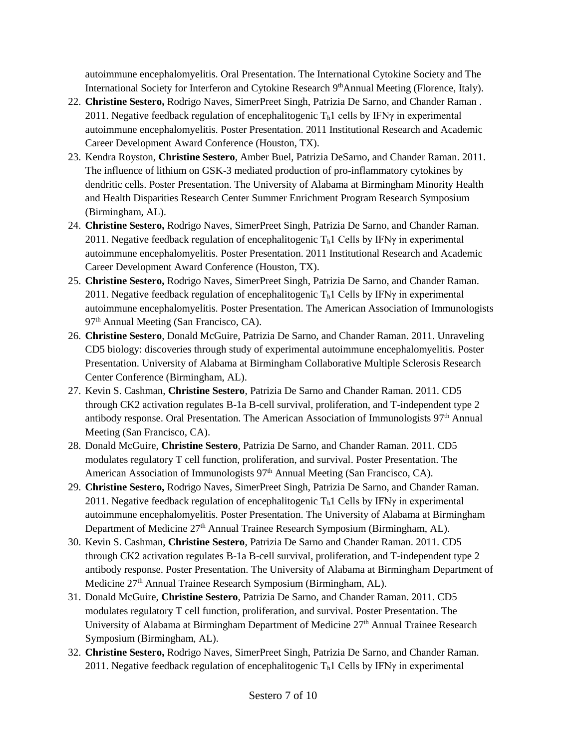autoimmune encephalomyelitis. Oral Presentation. The International Cytokine Society and The International Society for Interferon and Cytokine Research 9thAnnual Meeting (Florence, Italy).

22. **Christine Sestero,** Rodrigo Naves, SimerPreet Singh, Patrizia De Sarno, and Chander Raman . 2011. Negative feedback regulation of encephalitogenic $T_h1$ cells by IFNγ in experimental autoimmune encephalomyelitis. Poster Presentation. 2011 Institutional Research and Academic Career Development Award Conference (Houston, TX).
23. Kendra Royston, **Christine Sestero**, Amber Buel, Patrizia DeSarno, and Chander Raman. 2011. The influence of lithium on GSK-3 mediated production of pro-inflammatory cytokines by dendritic cells. Poster Presentation. The University of Alabama at Birmingham Minority Health and Health Disparities Research Center Summer Enrichment Program Research Symposium (Birmingham, AL).
24. **Christine Sestero,** Rodrigo Naves, SimerPreet Singh, Patrizia De Sarno, and Chander Raman. 2011. Negative feedback regulation of encephalitogenic $T_h1$ Cells by IFNγ in experimental autoimmune encephalomyelitis. Poster Presentation. 2011 Institutional Research and Academic Career Development Award Conference (Houston, TX).
25. **Christine Sestero,** Rodrigo Naves, SimerPreet Singh, Patrizia De Sarno, and Chander Raman. 2011. Negative feedback regulation of encephalitogenic $T_h1$ Cells by IFNγ in experimental autoimmune encephalomyelitis. Poster Presentation. The American Association of Immunologists 97th Annual Meeting (San Francisco, CA).
26. **Christine Sestero**, Donald McGuire, Patrizia De Sarno, and Chander Raman. 2011. Unraveling CD5 biology: discoveries through study of experimental autoimmune encephalomyelitis. Poster Presentation. University of Alabama at Birmingham Collaborative Multiple Sclerosis Research Center Conference (Birmingham, AL).
27. Kevin S. Cashman, **Christine Sestero**, Patrizia De Sarno and Chander Raman. 2011. CD5 through CK2 activation regulates B-1a B-cell survival, proliferation, and T-independent type 2 antibody response. Oral Presentation. The American Association of Immunologists 97th Annual Meeting (San Francisco, CA).
28. Donald McGuire, **Christine Sestero**, Patrizia De Sarno, and Chander Raman. 2011. CD5 modulates regulatory T cell function, proliferation, and survival. Poster Presentation. The American Association of Immunologists 97th Annual Meeting (San Francisco, CA).
29. **Christine Sestero,** Rodrigo Naves, SimerPreet Singh, Patrizia De Sarno, and Chander Raman. 2011. Negative feedback regulation of encephalitogenic $T_h1$ Cells by IFNγ in experimental autoimmune encephalomyelitis. Poster Presentation. The University of Alabama at Birmingham Department of Medicine 27th Annual Trainee Research Symposium (Birmingham, AL).
30. Kevin S. Cashman, **Christine Sestero**, Patrizia De Sarno and Chander Raman. 2011. CD5 through CK2 activation regulates B-1a B-cell survival, proliferation, and T-independent type 2 antibody response. Poster Presentation. The University of Alabama at Birmingham Department of Medicine 27th Annual Trainee Research Symposium (Birmingham, AL).
31. Donald McGuire, **Christine Sestero**, Patrizia De Sarno, and Chander Raman. 2011. CD5 modulates regulatory T cell function, proliferation, and survival. Poster Presentation. The University of Alabama at Birmingham Department of Medicine 27th Annual Trainee Research Symposium (Birmingham, AL).
32. **Christine Sestero,** Rodrigo Naves, SimerPreet Singh, Patrizia De Sarno, and Chander Raman. 2011. Negative feedback regulation of encephalitogenic $T_h1$ Cells by IFNγ in experimental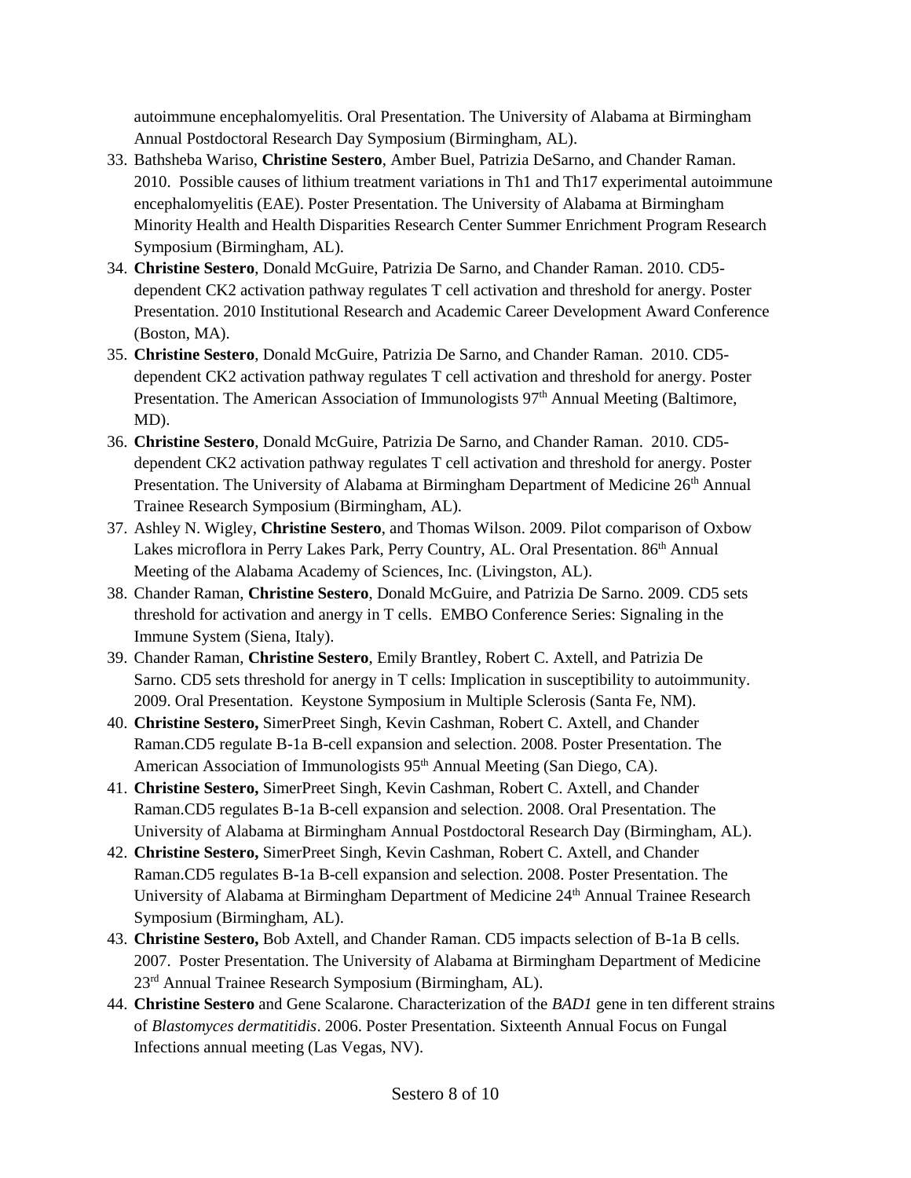autoimmune encephalomyelitis. Oral Presentation. The University of Alabama at Birmingham Annual Postdoctoral Research Day Symposium (Birmingham, AL).

33. Bathsheba Wariso, **Christine Sestero**, Amber Buel, Patrizia DeSarno, and Chander Raman. 2010. Possible causes of lithium treatment variations in Th1 and Th17 experimental autoimmune encephalomyelitis (EAE). Poster Presentation. The University of Alabama at Birmingham Minority Health and Health Disparities Research Center Summer Enrichment Program Research Symposium (Birmingham, AL).
34. **Christine Sestero**, Donald McGuire, Patrizia De Sarno, and Chander Raman. 2010. CD5-dependent CK2 activation pathway regulates T cell activation and threshold for anergy. Poster Presentation. 2010 Institutional Research and Academic Career Development Award Conference (Boston, MA).
35. **Christine Sestero**, Donald McGuire, Patrizia De Sarno, and Chander Raman. 2010. CD5-dependent CK2 activation pathway regulates T cell activation and threshold for anergy. Poster Presentation. The American Association of Immunologists 97th Annual Meeting (Baltimore, MD).
36. **Christine Sestero**, Donald McGuire, Patrizia De Sarno, and Chander Raman. 2010. CD5-dependent CK2 activation pathway regulates T cell activation and threshold for anergy. Poster Presentation. The University of Alabama at Birmingham Department of Medicine 26th Annual Trainee Research Symposium (Birmingham, AL).
37. Ashley N. Wigley, **Christine Sestero**, and Thomas Wilson. 2009. Pilot comparison of Oxbow Lakes microflora in Perry Lakes Park, Perry Country, AL. Oral Presentation. 86th Annual Meeting of the Alabama Academy of Sciences, Inc. (Livingston, AL).
38. Chander Raman, **Christine Sestero**, Donald McGuire, and Patrizia De Sarno. 2009. CD5 sets threshold for activation and anergy in T cells. EMBO Conference Series: Signaling in the Immune System (Siena, Italy).
39. Chander Raman, **Christine Sestero**, Emily Brantley, Robert C. Axtell, and Patrizia De Sarno. CD5 sets threshold for anergy in T cells: Implication in susceptibility to autoimmunity. 2009. Oral Presentation. Keystone Symposium in Multiple Sclerosis (Santa Fe, NM).
40. **Christine Sestero,** SimerPreet Singh, Kevin Cashman, Robert C. Axtell, and Chander Raman.CD5 regulate B-1a B-cell expansion and selection. 2008. Poster Presentation. The American Association of Immunologists 95th Annual Meeting (San Diego, CA).
41. **Christine Sestero,** SimerPreet Singh, Kevin Cashman, Robert C. Axtell, and Chander Raman.CD5 regulates B-1a B-cell expansion and selection. 2008. Oral Presentation. The University of Alabama at Birmingham Annual Postdoctoral Research Day (Birmingham, AL).
42. **Christine Sestero,** SimerPreet Singh, Kevin Cashman, Robert C. Axtell, and Chander Raman.CD5 regulates B-1a B-cell expansion and selection. 2008. Poster Presentation. The University of Alabama at Birmingham Department of Medicine 24th Annual Trainee Research Symposium (Birmingham, AL).
43. **Christine Sestero,** Bob Axtell, and Chander Raman. CD5 impacts selection of B-1a B cells. 2007. Poster Presentation. The University of Alabama at Birmingham Department of Medicine 23rd Annual Trainee Research Symposium (Birmingham, AL).
44. **Christine Sestero** and Gene Scalarone. Characterization of the *BAD1* gene in ten different strains of *Blastomyces dermatitidis*. 2006. Poster Presentation. Sixteenth Annual Focus on Fungal Infections annual meeting (Las Vegas, NV).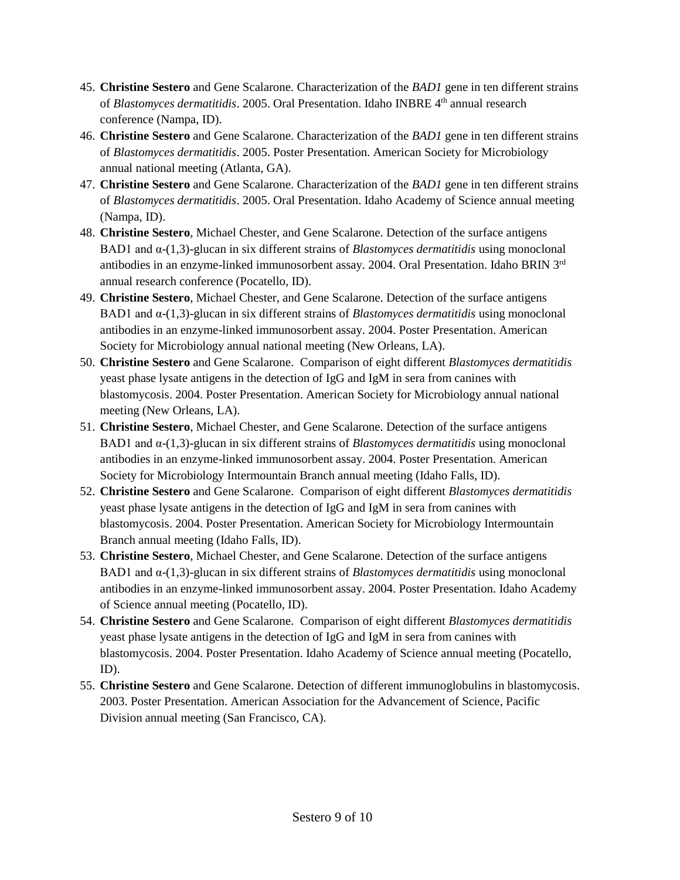45. **Christine Sestero** and Gene Scalarone. Characterization of the *BAD1* gene in ten different strains of *Blastomyces dermatitidis*. 2005. Oral Presentation. Idaho INBRE 4th annual research conference (Nampa, ID).
46. **Christine Sestero** and Gene Scalarone. Characterization of the *BAD1* gene in ten different strains of *Blastomyces dermatitidis*. 2005. Poster Presentation. American Society for Microbiology annual national meeting (Atlanta, GA).
47. **Christine Sestero** and Gene Scalarone. Characterization of the *BAD1* gene in ten different strains of *Blastomyces dermatitidis*. 2005. Oral Presentation. Idaho Academy of Science annual meeting (Nampa, ID).
48. **Christine Sestero**, Michael Chester, and Gene Scalarone. Detection of the surface antigens BAD1 and α-(1,3)-glucan in six different strains of *Blastomyces dermatitidis* using monoclonal antibodies in an enzyme-linked immunosorbent assay. 2004. Oral Presentation. Idaho BRIN 3rd annual research conference (Pocatello, ID).
49. **Christine Sestero**, Michael Chester, and Gene Scalarone. Detection of the surface antigens BAD1 and α-(1,3)-glucan in six different strains of *Blastomyces dermatitidis* using monoclonal antibodies in an enzyme-linked immunosorbent assay. 2004. Poster Presentation. American Society for Microbiology annual national meeting (New Orleans, LA).
50. **Christine Sestero** and Gene Scalarone. Comparison of eight different *Blastomyces dermatitidis* yeast phase lysate antigens in the detection of IgG and IgM in sera from canines with blastomycosis. 2004. Poster Presentation. American Society for Microbiology annual national meeting (New Orleans, LA).
51. **Christine Sestero**, Michael Chester, and Gene Scalarone. Detection of the surface antigens BAD1 and α-(1,3)-glucan in six different strains of *Blastomyces dermatitidis* using monoclonal antibodies in an enzyme-linked immunosorbent assay. 2004. Poster Presentation. American Society for Microbiology Intermountain Branch annual meeting (Idaho Falls, ID).
52. **Christine Sestero** and Gene Scalarone. Comparison of eight different *Blastomyces dermatitidis* yeast phase lysate antigens in the detection of IgG and IgM in sera from canines with blastomycosis. 2004. Poster Presentation. American Society for Microbiology Intermountain Branch annual meeting (Idaho Falls, ID).
53. **Christine Sestero**, Michael Chester, and Gene Scalarone. Detection of the surface antigens BAD1 and α-(1,3)-glucan in six different strains of *Blastomyces dermatitidis* using monoclonal antibodies in an enzyme-linked immunosorbent assay. 2004. Poster Presentation. Idaho Academy of Science annual meeting (Pocatello, ID).
54. **Christine Sestero** and Gene Scalarone. Comparison of eight different *Blastomyces dermatitidis* yeast phase lysate antigens in the detection of IgG and IgM in sera from canines with blastomycosis. 2004. Poster Presentation. Idaho Academy of Science annual meeting (Pocatello, ID).
55. **Christine Sestero** and Gene Scalarone. Detection of different immunoglobulins in blastomycosis. 2003. Poster Presentation. American Association for the Advancement of Science, Pacific Division annual meeting (San Francisco, CA).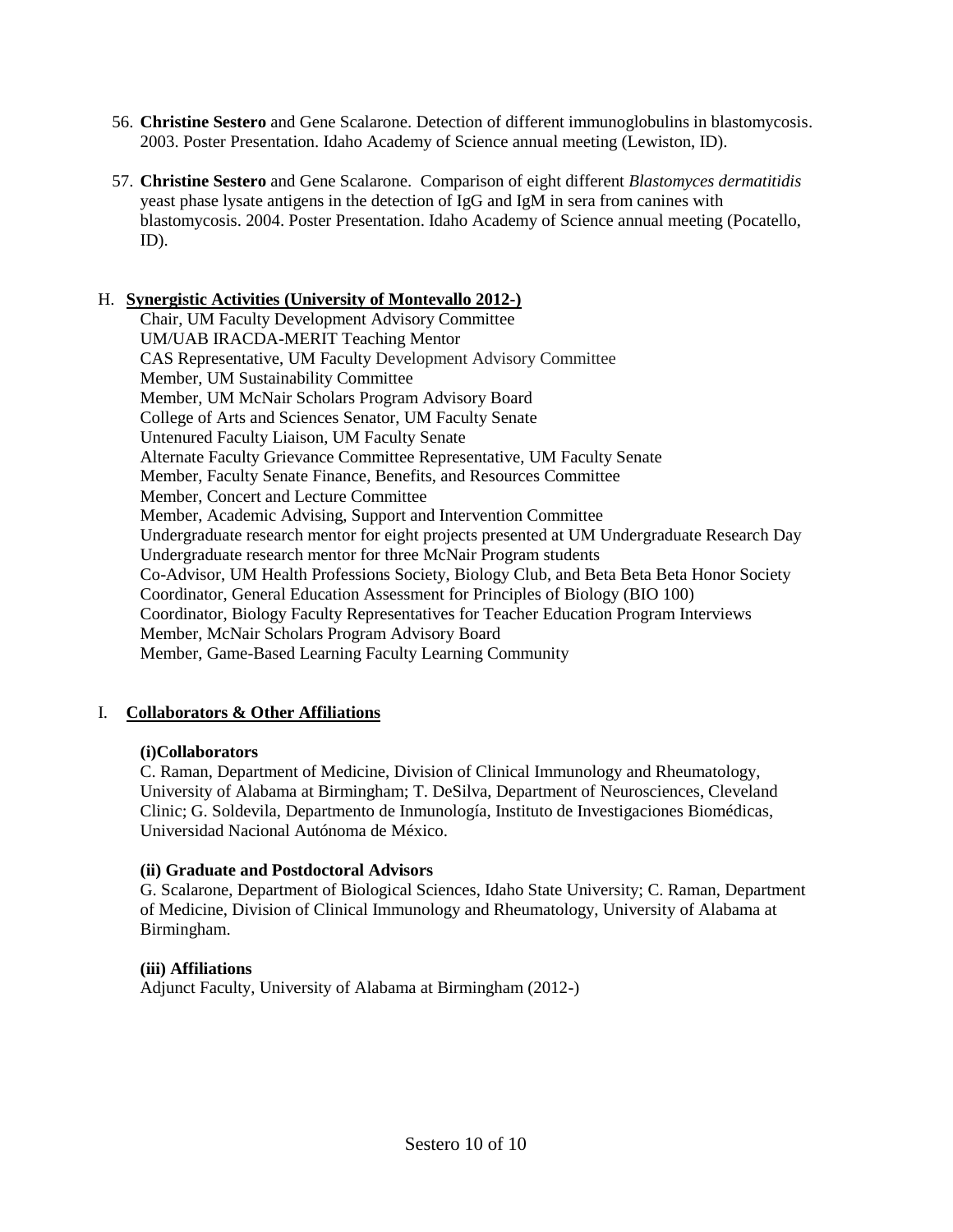56. **Christine Sestero** and Gene Scalarone. Detection of different immunoglobulins in blastomycosis. 2003. Poster Presentation. Idaho Academy of Science annual meeting (Lewiston, ID).

57. **Christine Sestero** and Gene Scalarone. Comparison of eight different *Blastomyces dermatitidis* yeast phase lysate antigens in the detection of IgG and IgM in sera from canines with blastomycosis. 2004. Poster Presentation. Idaho Academy of Science annual meeting (Pocatello, ID).

## H. **Synergistic Activities (University of Montevallo 2012-)**

Chair, UM Faculty Development Advisory Committee
UM/UAB IRACDA-MERIT Teaching Mentor
CAS Representative, UM Faculty Development Advisory Committee
Member, UM Sustainability Committee
Member, UM McNair Scholars Program Advisory Board
College of Arts and Sciences Senator, UM Faculty Senate
Untenured Faculty Liaison, UM Faculty Senate
Alternate Faculty Grievance Committee Representative, UM Faculty Senate
Member, Faculty Senate Finance, Benefits, and Resources Committee
Member, Concert and Lecture Committee
Member, Academic Advising, Support and Intervention Committee
Undergraduate research mentor for eight projects presented at UM Undergraduate Research Day
Undergraduate research mentor for three McNair Program students
Co-Advisor, UM Health Professions Society, Biology Club, and Beta Beta Beta Honor Society
Coordinator, General Education Assessment for Principles of Biology (BIO 100)
Coordinator, Biology Faculty Representatives for Teacher Education Program Interviews
Member, McNair Scholars Program Advisory Board
Member, Game-Based Learning Faculty Learning Community

## I. **Collaborators & Other Affiliations**

**(i)Collaborators**

C. Raman, Department of Medicine, Division of Clinical Immunology and Rheumatology, University of Alabama at Birmingham; T. DeSilva, Department of Neurosciences, Cleveland Clinic; G. Soldevila, Departmento de Inmunología, Instituto de Investigaciones Biomédicas, Universidad Nacional Autónoma de México.

**(ii) Graduate and Postdoctoral Advisors**

G. Scalarone, Department of Biological Sciences, Idaho State University; C. Raman, Department of Medicine, Division of Clinical Immunology and Rheumatology, University of Alabama at Birmingham.

**(iii) Affiliations**

Adjunct Faculty, University of Alabama at Birmingham (2012-)